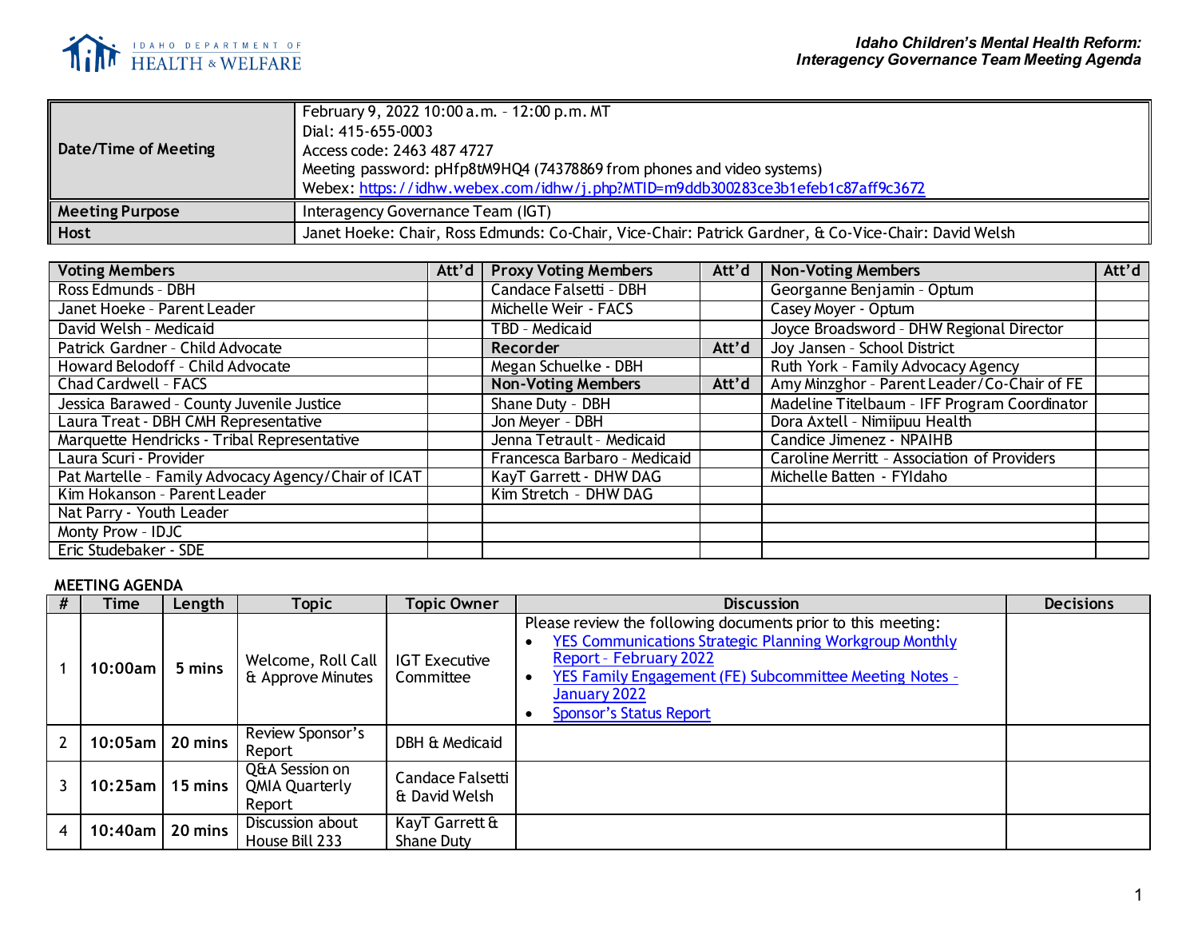**Idaho Children's Mental Health Reform: Interagency Governance Team Meeting Agenda**

| | |
|---|---|
| **Date/Time of Meeting** | February 9, 2022 10:00 a.m. – 12:00 p.m. MT<br>Dial: 415-655-0003<br>Access code: 2463 487 4727<br>Meeting password: pHfp8tM9HQ4 (74378869 from phones and video systems)<br>Webex: [https://idhw.webex.com/idhw/j.php?MTID=m9ddb300283ce3b1efeb1c87aff9c3672](https://idhw.webex.com/idhw/j.php?MTID=m9ddb300283ce3b1efeb1c87aff9c3672) |
| **Meeting Purpose** | Interagency Governance Team (IGT) |
| **Host** | Janet Hoeke: Chair, Ross Edmunds: Co-Chair, Vice-Chair: Patrick Gardner, & Co-Vice-Chair: David Welsh |

| Voting Members | Att'd | Proxy Voting Members | Att'd | Non-Voting Members | Att'd |
|---|---|---|---|---|---|
| Ross Edmunds - DBH | | Candace Falsetti - DBH | | Georganne Benjamin - Optum | |
| Janet Hoeke - Parent Leader | | Michelle Weir - FACS | | Casey Moyer - Optum | |
| David Welsh - Medicaid | | TBD - Medicaid | | Joyce Broadsword - DHW Regional Director | |
| Patrick Gardner - Child Advocate | | **Recorder** | **Att'd** | Joy Jansen - School District | |
| Howard Belodoff - Child Advocate | | Megan Schuelke - DBH | | Ruth York - Family Advocacy Agency | |
| Chad Cardwell - FACS | | **Non-Voting Members** | **Att'd** | Amy Minzghor - Parent Leader/Co-Chair of FE | |
| Jessica Barawed - County Juvenile Justice | | Shane Duty - DBH | | Madeline Titelbaum - IFF Program Coordinator | |
| Laura Treat - DBH CMH Representative | | Jon Meyer - DBH | | Dora Axtell - Nimiipuu Health | |
| Marquette Hendricks - Tribal Representative | | Jenna Tetrault - Medicaid | | Candice Jimenez - NPAIHB | |
| Laura Scuri - Provider | | Francesca Barbaro - Medicaid | | Caroline Merritt - Association of Providers | |
| Pat Martelle - Family Advocacy Agency/Chair of ICAT | | KayT Garrett - DHW DAG | | Michelle Batten - FYIdaho | |
| Kim Hokanson - Parent Leader | | Kim Stretch - DHW DAG | | | |
| Nat Parry - Youth Leader | | | | | |
| Monty Prow - IDJC | | | | | |
| Eric Studebaker - SDE | | | | | |

**MEETING AGENDA**

| # | Time | Length | Topic | Topic Owner | Discussion | Decisions |
|---|---|---|---|---|---|---|
| 1 | 10:00am | 5 mins | Welcome, Roll Call & Approve Minutes | IGT Executive Committee | Please review the following documents prior to this meeting:<br>• [YES Communications Strategic Planning Workgroup Monthly Report – February 2022]()<br>• [YES Family Engagement (FE) Subcommittee Meeting Notes – January 2022]()<br>• [Sponsor's Status Report]() | |
| 2 | 10:05am | 20 mins | Review Sponsor's Report | DBH & Medicaid | | |
| 3 | 10:25am | 15 mins | Q&A Session on QMIA Quarterly Report | Candace Falsetti & David Welsh | | |
| 4 | 10:40am | 20 mins | Discussion about House Bill 233 | KayT Garrett & Shane Duty | | |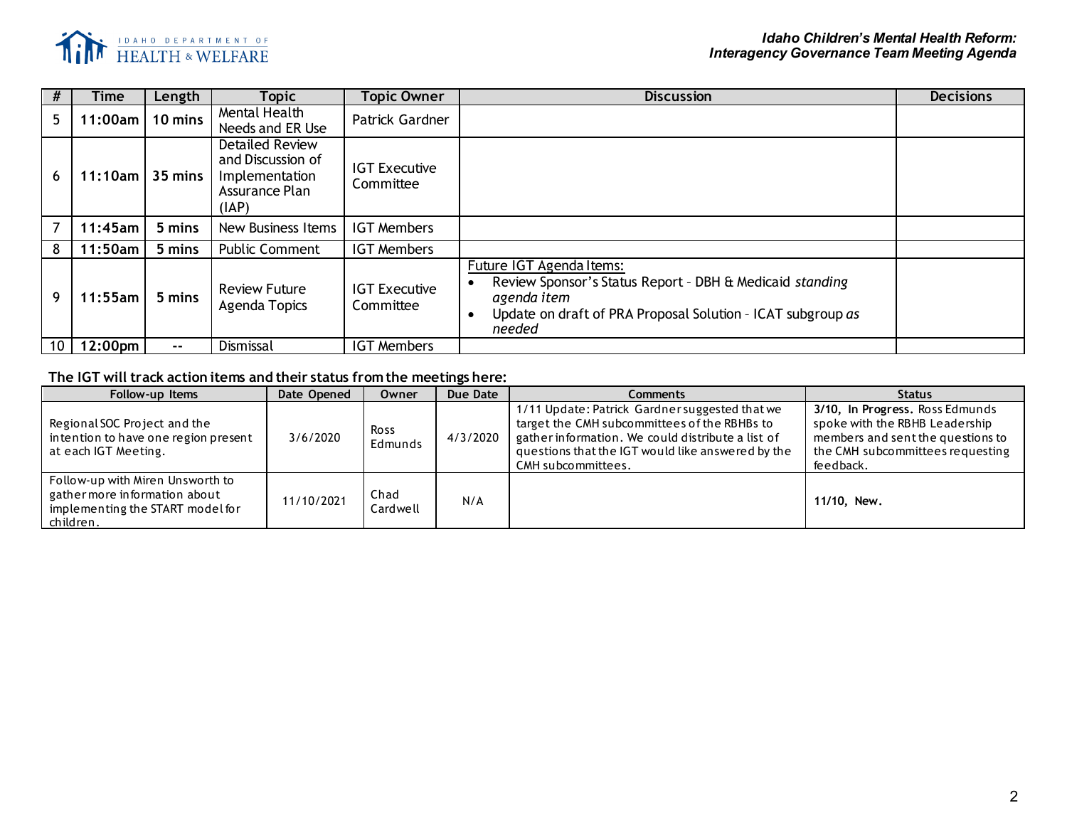| # | Time | Length | Topic | Topic Owner | Discussion | Decisions |
|---|---|---|---|---|---|---|
| 5 | 11:00am | 10 mins | Mental Health Needs and ER Use | Patrick Gardner | | |
| 6 | 11:10am | 35 mins | Detailed Review and Discussion of Implementation Assurance Plan (IAP) | IGT Executive Committee | | |
| 7 | 11:45am | 5 mins | New Business Items | IGT Members | | |
| 8 | 11:50am | 5 mins | Public Comment | IGT Members | | |
| 9 | 11:55am | 5 mins | Review Future Agenda Topics | IGT Executive Committee | Future IGT Agenda Items:<br>• Review Sponsor's Status Report - DBH & Medicaid *standing agenda item*<br>• Update on draft of PRA Proposal Solution - ICAT subgroup *as needed* | |
| 10 | 12:00pm | -- | Dismissal | IGT Members | | |

**The IGT will track action items and their status from the meetings here:**

| Follow-up Items | Date Opened | Owner | Due Date | Comments | Status |
|---|---|---|---|---|---|
| Regional SOC Project and the intention to have one region present at each IGT Meeting. | 3/6/2020 | Ross Edmunds | 4/3/2020 | 1/11 Update: Patrick Gardner suggested that we target the CMH subcommittees of the RBHBs to gather information. We could distribute a list of questions that the IGT would like answered by the CMH subcommittees. | **3/10, In Progress.** Ross Edmunds spoke with the RBHB Leadership members and sent the questions to the CMH subcommittees requesting feedback. |
| Follow-up with Miren Unsworth to gather more information about implementing the START model for children. | 11/10/2021 | Chad Cardwell | N/A | | **11/10, New.** |